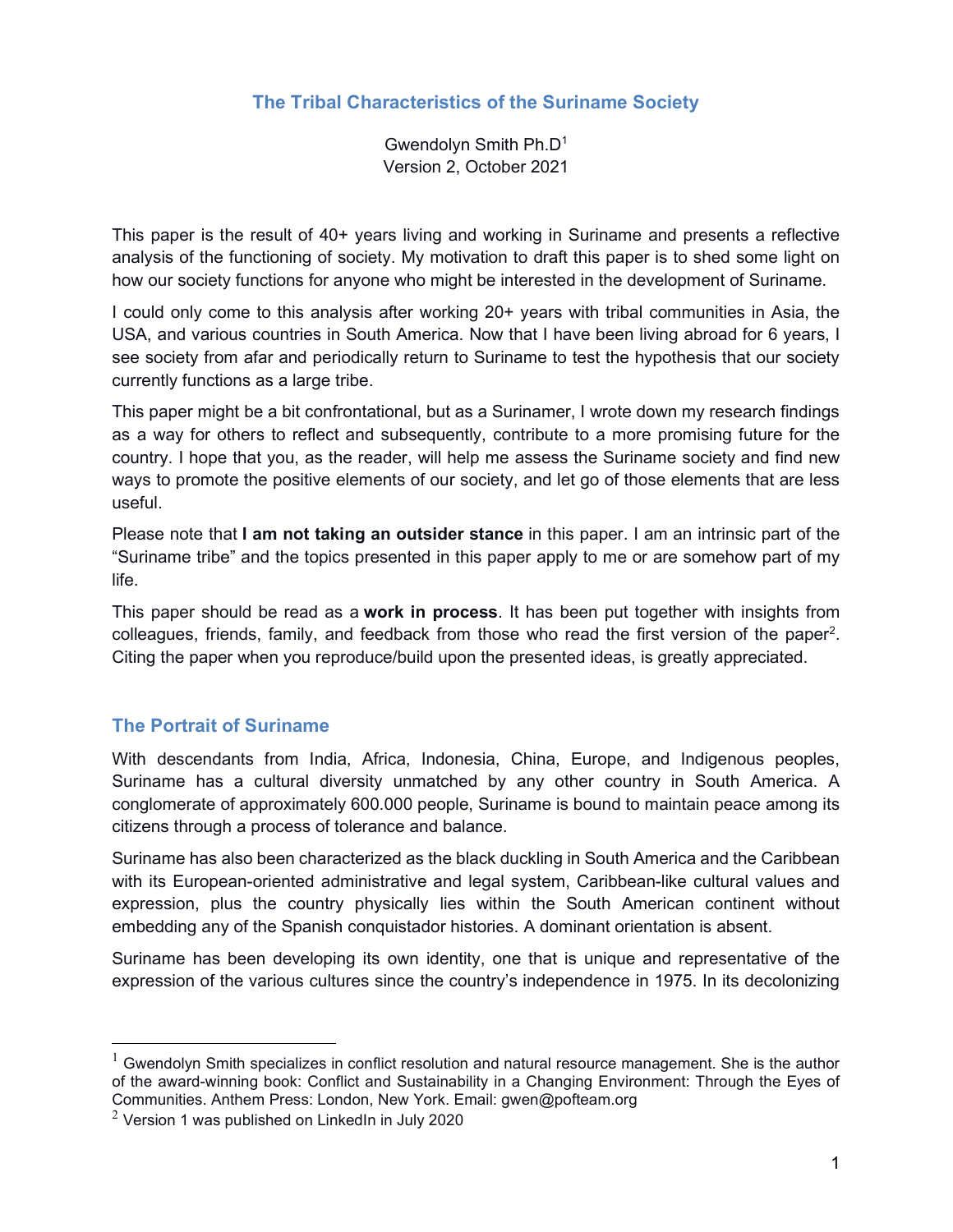# The Tribal Characteristics of the Suriname Society

Gwendolyn Smith Ph.D[1]
Version 2, October 2021

This paper is the result of 40+ years living and working in Suriname and presents a reflective analysis of the functioning of society. My motivation to draft this paper is to shed some light on how our society functions for anyone who might be interested in the development of Suriname.

I could only come to this analysis after working 20+ years with tribal communities in Asia, the USA, and various countries in South America. Now that I have been living abroad for 6 years, I see society from afar and periodically return to Suriname to test the hypothesis that our society currently functions as a large tribe.

This paper might be a bit confrontational, but as a Surinamer, I wrote down my research findings as a way for others to reflect and subsequently, contribute to a more promising future for the country. I hope that you, as the reader, will help me assess the Suriname society and find new ways to promote the positive elements of our society, and let go of those elements that are less useful.

Please note that **I am not taking an outsider stance** in this paper. I am an intrinsic part of the "Suriname tribe" and the topics presented in this paper apply to me or are somehow part of my life.

This paper should be read as a **work in process**. It has been put together with insights from colleagues, friends, family, and feedback from those who read the first version of the paper[2]. Citing the paper when you reproduce/build upon the presented ideas, is greatly appreciated.

## The Portrait of Suriname

With descendants from India, Africa, Indonesia, China, Europe, and Indigenous peoples, Suriname has a cultural diversity unmatched by any other country in South America. A conglomerate of approximately 600.000 people, Suriname is bound to maintain peace among its citizens through a process of tolerance and balance.

Suriname has also been characterized as the black duckling in South America and the Caribbean with its European-oriented administrative and legal system, Caribbean-like cultural values and expression, plus the country physically lies within the South American continent without embedding any of the Spanish conquistador histories. A dominant orientation is absent.

Suriname has been developing its own identity, one that is unique and representative of the expression of the various cultures since the country's independence in 1975. In its decolonizing

---

[1] Gwendolyn Smith specializes in conflict resolution and natural resource management. She is the author of the award-winning book: Conflict and Sustainability in a Changing Environment: Through the Eyes of Communities. Anthem Press: London, New York. Email: gwen@pofteam.org

[2] Version 1 was published on LinkedIn in July 2020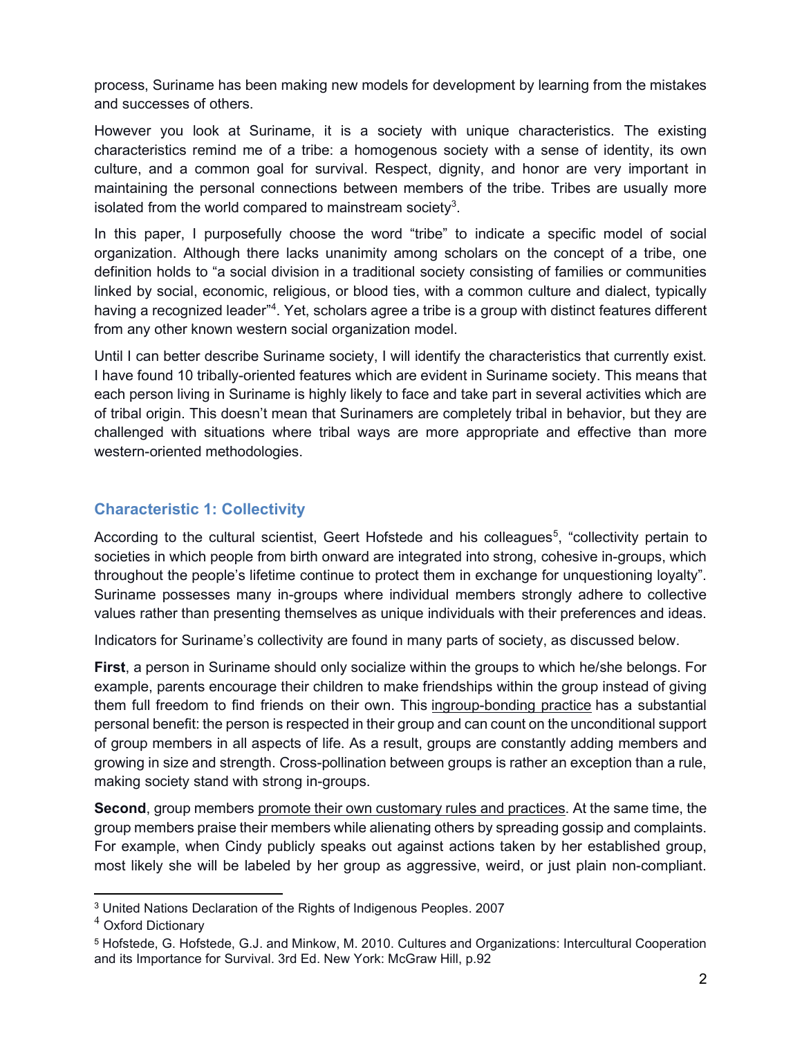process, Suriname has been making new models for development by learning from the mistakes and successes of others.

However you look at Suriname, it is a society with unique characteristics. The existing characteristics remind me of a tribe: a homogenous society with a sense of identity, its own culture, and a common goal for survival. Respect, dignity, and honor are very important in maintaining the personal connections between members of the tribe. Tribes are usually more isolated from the world compared to mainstream society[3].

In this paper, I purposefully choose the word "tribe" to indicate a specific model of social organization. Although there lacks unanimity among scholars on the concept of a tribe, one definition holds to "a social division in a traditional society consisting of families or communities linked by social, economic, religious, or blood ties, with a common culture and dialect, typically having a recognized leader"[4]. Yet, scholars agree a tribe is a group with distinct features different from any other known western social organization model.

Until I can better describe Suriname society, I will identify the characteristics that currently exist. I have found 10 tribally-oriented features which are evident in Suriname society. This means that each person living in Suriname is highly likely to face and take part in several activities which are of tribal origin. This doesn't mean that Surinamers are completely tribal in behavior, but they are challenged with situations where tribal ways are more appropriate and effective than more western-oriented methodologies.

## Characteristic 1: Collectivity

According to the cultural scientist, Geert Hofstede and his colleagues[5], "collectivity pertain to societies in which people from birth onward are integrated into strong, cohesive in-groups, which throughout the people's lifetime continue to protect them in exchange for unquestioning loyalty". Suriname possesses many in-groups where individual members strongly adhere to collective values rather than presenting themselves as unique individuals with their preferences and ideas.

Indicators for Suriname's collectivity are found in many parts of society, as discussed below.

**First**, a person in Suriname should only socialize within the groups to which he/she belongs. For example, parents encourage their children to make friendships within the group instead of giving them full freedom to find friends on their own. This <u>ingroup-bonding practice</u> has a substantial personal benefit: the person is respected in their group and can count on the unconditional support of group members in all aspects of life. As a result, groups are constantly adding members and growing in size and strength. Cross-pollination between groups is rather an exception than a rule, making society stand with strong in-groups.

**Second**, group members <u>promote their own customary rules and practices</u>. At the same time, the group members praise their members while alienating others by spreading gossip and complaints. For example, when Cindy publicly speaks out against actions taken by her established group, most likely she will be labeled by her group as aggressive, weird, or just plain non-compliant.

---

[3] United Nations Declaration of the Rights of Indigenous Peoples. 2007

[4] Oxford Dictionary

[5] Hofstede, G. Hofstede, G.J. and Minkow, M. 2010. Cultures and Organizations: Intercultural Cooperation and its Importance for Survival. 3rd Ed. New York: McGraw Hill, p.92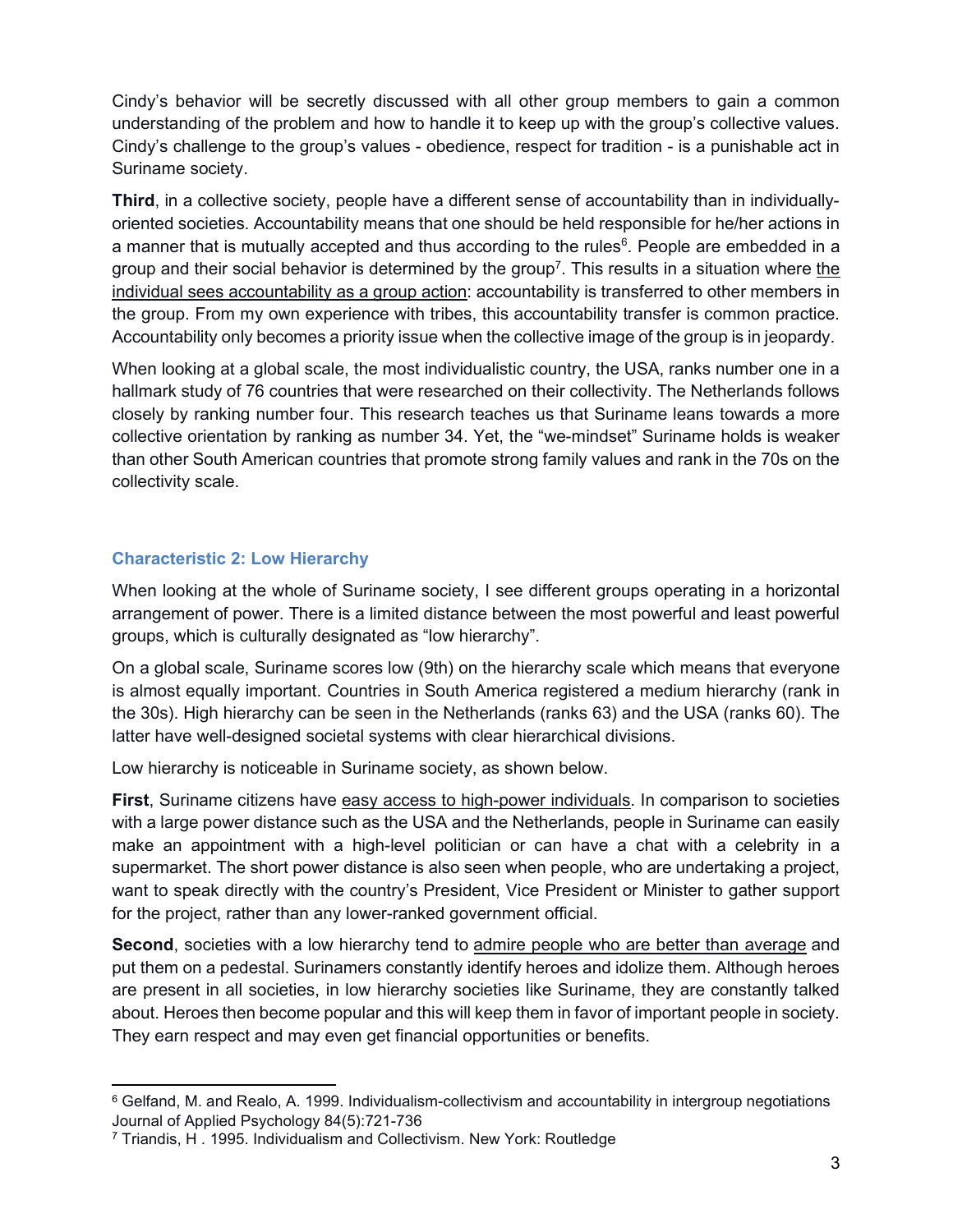Cindy's behavior will be secretly discussed with all other group members to gain a common understanding of the problem and how to handle it to keep up with the group's collective values. Cindy's challenge to the group's values - obedience, respect for tradition - is a punishable act in Suriname society.

**Third**, in a collective society, people have a different sense of accountability than in individually-oriented societies. Accountability means that one should be held responsible for he/her actions in a manner that is mutually accepted and thus according to the rules[6]. People are embedded in a group and their social behavior is determined by the group[7]. This results in a situation where the individual sees accountability as a group action: accountability is transferred to other members in the group. From my own experience with tribes, this accountability transfer is common practice. Accountability only becomes a priority issue when the collective image of the group is in jeopardy.

When looking at a global scale, the most individualistic country, the USA, ranks number one in a hallmark study of 76 countries that were researched on their collectivity. The Netherlands follows closely by ranking number four. This research teaches us that Suriname leans towards a more collective orientation by ranking as number 34. Yet, the "we-mindset" Suriname holds is weaker than other South American countries that promote strong family values and rank in the 70s on the collectivity scale.

### Characteristic 2: Low Hierarchy

When looking at the whole of Suriname society, I see different groups operating in a horizontal arrangement of power. There is a limited distance between the most powerful and least powerful groups, which is culturally designated as "low hierarchy".

On a global scale, Suriname scores low (9th) on the hierarchy scale which means that everyone is almost equally important. Countries in South America registered a medium hierarchy (rank in the 30s). High hierarchy can be seen in the Netherlands (ranks 63) and the USA (ranks 60). The latter have well-designed societal systems with clear hierarchical divisions.

Low hierarchy is noticeable in Suriname society, as shown below.

**First**, Suriname citizens have easy access to high-power individuals. In comparison to societies with a large power distance such as the USA and the Netherlands, people in Suriname can easily make an appointment with a high-level politician or can have a chat with a celebrity in a supermarket. The short power distance is also seen when people, who are undertaking a project, want to speak directly with the country's President, Vice President or Minister to gather support for the project, rather than any lower-ranked government official.

**Second**, societies with a low hierarchy tend to admire people who are better than average and put them on a pedestal. Surinamers constantly identify heroes and idolize them. Although heroes are present in all societies, in low hierarchy societies like Suriname, they are constantly talked about. Heroes then become popular and this will keep them in favor of important people in society. They earn respect and may even get financial opportunities or benefits.

---

[6] Gelfand, M. and Realo, A. 1999. Individualism-collectivism and accountability in intergroup negotiations Journal of Applied Psychology 84(5):721-736

[7] Triandis, H . 1995. Individualism and Collectivism. New York: Routledge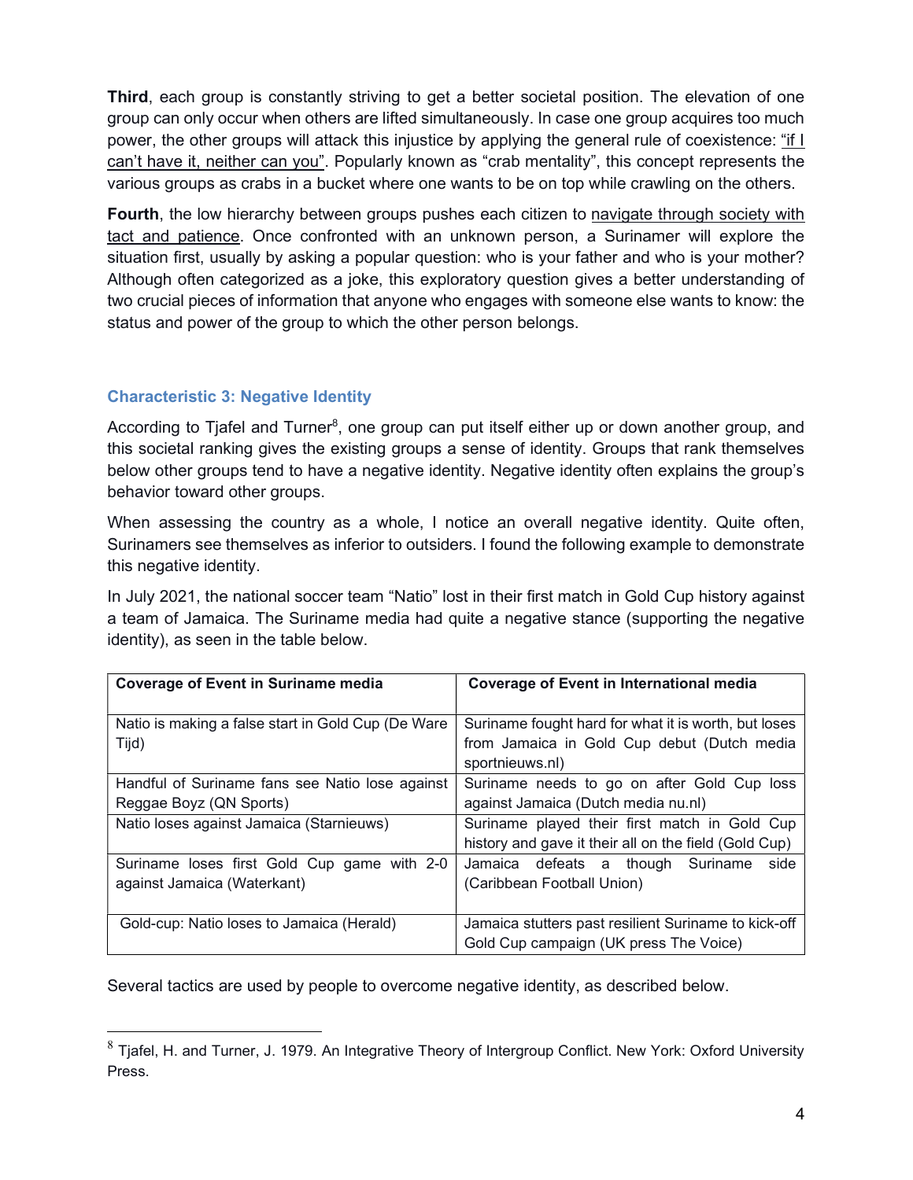**Third**, each group is constantly striving to get a better societal position. The elevation of one group can only occur when others are lifted simultaneously. In case one group acquires too much power, the other groups will attack this injustice by applying the general rule of coexistence: "if I can't have it, neither can you". Popularly known as "crab mentality", this concept represents the various groups as crabs in a bucket where one wants to be on top while crawling on the others.

**Fourth**, the low hierarchy between groups pushes each citizen to navigate through society with tact and patience. Once confronted with an unknown person, a Surinamer will explore the situation first, usually by asking a popular question: who is your father and who is your mother? Although often categorized as a joke, this exploratory question gives a better understanding of two crucial pieces of information that anyone who engages with someone else wants to know: the status and power of the group to which the other person belongs.

### Characteristic 3: Negative Identity

According to Tjafel and Turner[8], one group can put itself either up or down another group, and this societal ranking gives the existing groups a sense of identity. Groups that rank themselves below other groups tend to have a negative identity. Negative identity often explains the group's behavior toward other groups.

When assessing the country as a whole, I notice an overall negative identity. Quite often, Surinamers see themselves as inferior to outsiders. I found the following example to demonstrate this negative identity.

In July 2021, the national soccer team "Natio" lost in their first match in Gold Cup history against a team of Jamaica. The Suriname media had quite a negative stance (supporting the negative identity), as seen in the table below.

| **Coverage of Event in Suriname media** | **Coverage of Event in International media** |
|---|---|
| Natio is making a false start in Gold Cup (De Ware Tijd) | Suriname fought hard for what it is worth, but loses from Jamaica in Gold Cup debut (Dutch media sportnieuws.nl) |
| Handful of Suriname fans see Natio lose against Reggae Boyz (QN Sports) | Suriname needs to go on after Gold Cup loss against Jamaica (Dutch media nu.nl) |
| Natio loses against Jamaica (Starnieuws) | Suriname played their first match in Gold Cup history and gave it their all on the field (Gold Cup) |
| Suriname loses first Gold Cup game with 2-0 against Jamaica (Waterkant) | Jamaica defeats a though Suriname side (Caribbean Football Union) |
| Gold-cup: Natio loses to Jamaica (Herald) | Jamaica stutters past resilient Suriname to kick-off Gold Cup campaign (UK press The Voice) |

Several tactics are used by people to overcome negative identity, as described below.

[8] Tjafel, H. and Turner, J. 1979. An Integrative Theory of Intergroup Conflict. New York: Oxford University Press.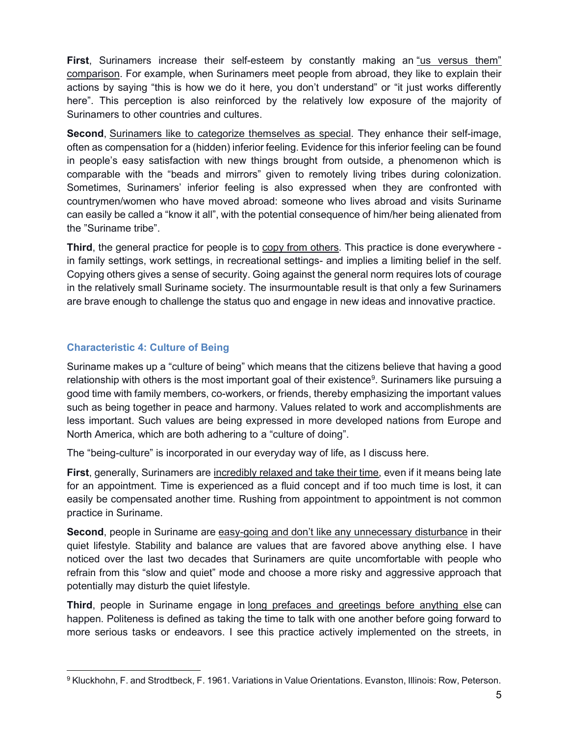**First**, Surinamers increase their self-esteem by constantly making an <u>"us versus them" comparison</u>. For example, when Surinamers meet people from abroad, they like to explain their actions by saying "this is how we do it here, you don't understand" or "it just works differently here". This perception is also reinforced by the relatively low exposure of the majority of Surinamers to other countries and cultures.

**Second**, <u>Surinamers like to categorize themselves as special</u>. They enhance their self-image, often as compensation for a (hidden) inferior feeling. Evidence for this inferior feeling can be found in people's easy satisfaction with new things brought from outside, a phenomenon which is comparable with the "beads and mirrors" given to remotely living tribes during colonization. Sometimes, Surinamers' inferior feeling is also expressed when they are confronted with countrymen/women who have moved abroad: someone who lives abroad and visits Suriname can easily be called a "know it all", with the potential consequence of him/her being alienated from the "Suriname tribe".

**Third**, the general practice for people is to <u>copy from others</u>. This practice is done everywhere - in family settings, work settings, in recreational settings- and implies a limiting belief in the self. Copying others gives a sense of security. Going against the general norm requires lots of courage in the relatively small Suriname society. The insurmountable result is that only a few Surinamers are brave enough to challenge the status quo and engage in new ideas and innovative practice.

### Characteristic 4: Culture of Being

Suriname makes up a "culture of being" which means that the citizens believe that having a good relationship with others is the most important goal of their existence[9]. Surinamers like pursuing a good time with family members, co-workers, or friends, thereby emphasizing the important values such as being together in peace and harmony. Values related to work and accomplishments are less important. Such values are being expressed in more developed nations from Europe and North America, which are both adhering to a "culture of doing".

The "being-culture" is incorporated in our everyday way of life, as I discuss here.

**First**, generally, Surinamers are <u>incredibly relaxed and take their time</u>, even if it means being late for an appointment. Time is experienced as a fluid concept and if too much time is lost, it can easily be compensated another time. Rushing from appointment to appointment is not common practice in Suriname.

**Second**, people in Suriname are <u>easy-going and don't like any unnecessary disturbance</u> in their quiet lifestyle. Stability and balance are values that are favored above anything else. I have noticed over the last two decades that Surinamers are quite uncomfortable with people who refrain from this "slow and quiet" mode and choose a more risky and aggressive approach that potentially may disturb the quiet lifestyle.

**Third**, people in Suriname engage in <u>long prefaces and greetings before anything else</u> can happen. Politeness is defined as taking the time to talk with one another before going forward to more serious tasks or endeavors. I see this practice actively implemented on the streets, in

---

[9] Kluckhohn, F. and Strodtbeck, F. 1961. Variations in Value Orientations. Evanston, Illinois: Row, Peterson.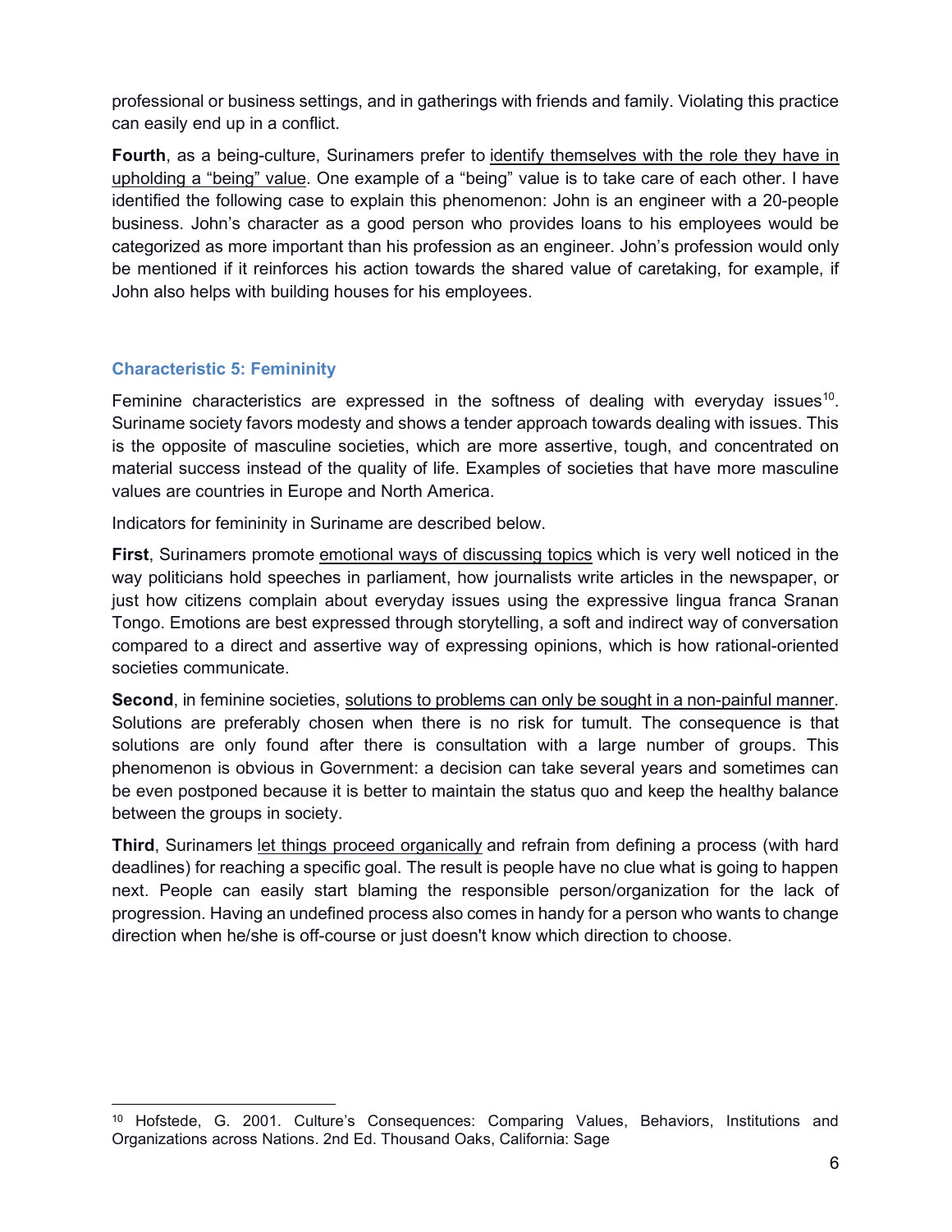professional or business settings, and in gatherings with friends and family. Violating this practice can easily end up in a conflict.

**Fourth**, as a being-culture, Surinamers prefer to <u>identify themselves with the role they have in upholding a "being" value</u>. One example of a "being" value is to take care of each other. I have identified the following case to explain this phenomenon: John is an engineer with a 20-people business. John's character as a good person who provides loans to his employees would be categorized as more important than his profession as an engineer. John's profession would only be mentioned if it reinforces his action towards the shared value of caretaking, for example, if John also helps with building houses for his employees.

### Characteristic 5: Femininity

Feminine characteristics are expressed in the softness of dealing with everyday issues[10]. Suriname society favors modesty and shows a tender approach towards dealing with issues. This is the opposite of masculine societies, which are more assertive, tough, and concentrated on material success instead of the quality of life. Examples of societies that have more masculine values are countries in Europe and North America.

Indicators for femininity in Suriname are described below.

**First**, Surinamers promote <u>emotional ways of discussing topics</u> which is very well noticed in the way politicians hold speeches in parliament, how journalists write articles in the newspaper, or just how citizens complain about everyday issues using the expressive lingua franca Sranan Tongo. Emotions are best expressed through storytelling, a soft and indirect way of conversation compared to a direct and assertive way of expressing opinions, which is how rational-oriented societies communicate.

**Second**, in feminine societies, <u>solutions to problems can only be sought in a non-painful manner</u>. Solutions are preferably chosen when there is no risk for tumult. The consequence is that solutions are only found after there is consultation with a large number of groups. This phenomenon is obvious in Government: a decision can take several years and sometimes can be even postponed because it is better to maintain the status quo and keep the healthy balance between the groups in society.

**Third**, Surinamers <u>let things proceed organically</u> and refrain from defining a process (with hard deadlines) for reaching a specific goal. The result is people have no clue what is going to happen next. People can easily start blaming the responsible person/organization for the lack of progression. Having an undefined process also comes in handy for a person who wants to change direction when he/she is off-course or just doesn't know which direction to choose.

---

[10] Hofstede, G. 2001. Culture's Consequences: Comparing Values, Behaviors, Institutions and Organizations across Nations. 2nd Ed. Thousand Oaks, California: Sage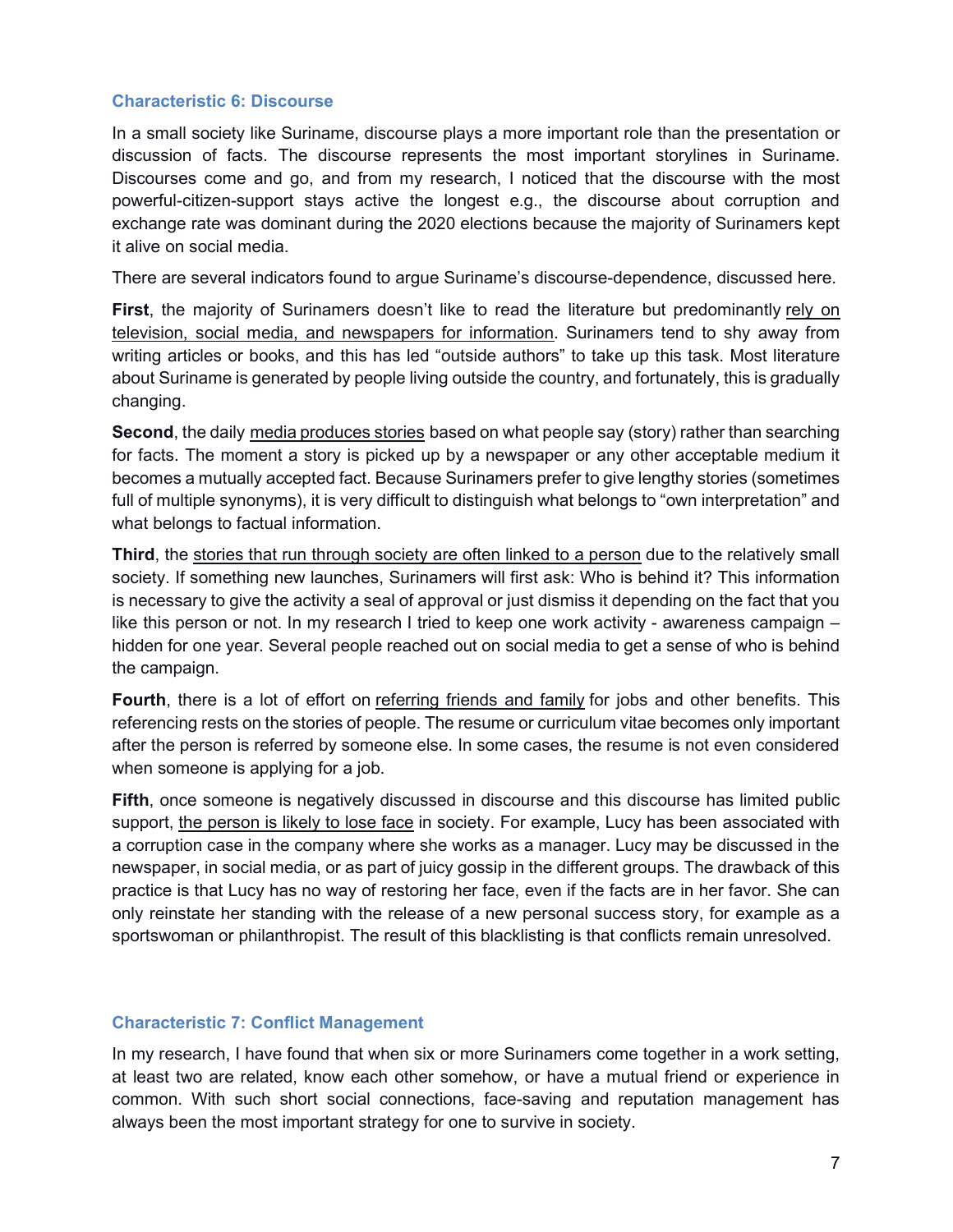### Characteristic 6: Discourse

In a small society like Suriname, discourse plays a more important role than the presentation or discussion of facts. The discourse represents the most important storylines in Suriname. Discourses come and go, and from my research, I noticed that the discourse with the most powerful-citizen-support stays active the longest e.g., the discourse about corruption and exchange rate was dominant during the 2020 elections because the majority of Surinamers kept it alive on social media.

There are several indicators found to argue Suriname's discourse-dependence, discussed here.

**First**, the majority of Surinamers doesn't like to read the literature but predominantly <u>rely on television, social media, and newspapers for information</u>. Surinamers tend to shy away from writing articles or books, and this has led "outside authors" to take up this task. Most literature about Suriname is generated by people living outside the country, and fortunately, this is gradually changing.

**Second**, the daily <u>media produces stories</u> based on what people say (story) rather than searching for facts. The moment a story is picked up by a newspaper or any other acceptable medium it becomes a mutually accepted fact. Because Surinamers prefer to give lengthy stories (sometimes full of multiple synonyms), it is very difficult to distinguish what belongs to "own interpretation" and what belongs to factual information.

**Third**, the <u>stories that run through society are often linked to a person</u> due to the relatively small society. If something new launches, Surinamers will first ask: Who is behind it? This information is necessary to give the activity a seal of approval or just dismiss it depending on the fact that you like this person or not. In my research I tried to keep one work activity - awareness campaign – hidden for one year. Several people reached out on social media to get a sense of who is behind the campaign.

**Fourth**, there is a lot of effort on <u>referring friends and family</u> for jobs and other benefits. This referencing rests on the stories of people. The resume or curriculum vitae becomes only important after the person is referred by someone else. In some cases, the resume is not even considered when someone is applying for a job.

**Fifth**, once someone is negatively discussed in discourse and this discourse has limited public support, <u>the person is likely to lose face</u> in society. For example, Lucy has been associated with a corruption case in the company where she works as a manager. Lucy may be discussed in the newspaper, in social media, or as part of juicy gossip in the different groups. The drawback of this practice is that Lucy has no way of restoring her face, even if the facts are in her favor. She can only reinstate her standing with the release of a new personal success story, for example as a sportswoman or philanthropist. The result of this blacklisting is that conflicts remain unresolved.

### Characteristic 7: Conflict Management

In my research, I have found that when six or more Surinamers come together in a work setting, at least two are related, know each other somehow, or have a mutual friend or experience in common. With such short social connections, face-saving and reputation management has always been the most important strategy for one to survive in society.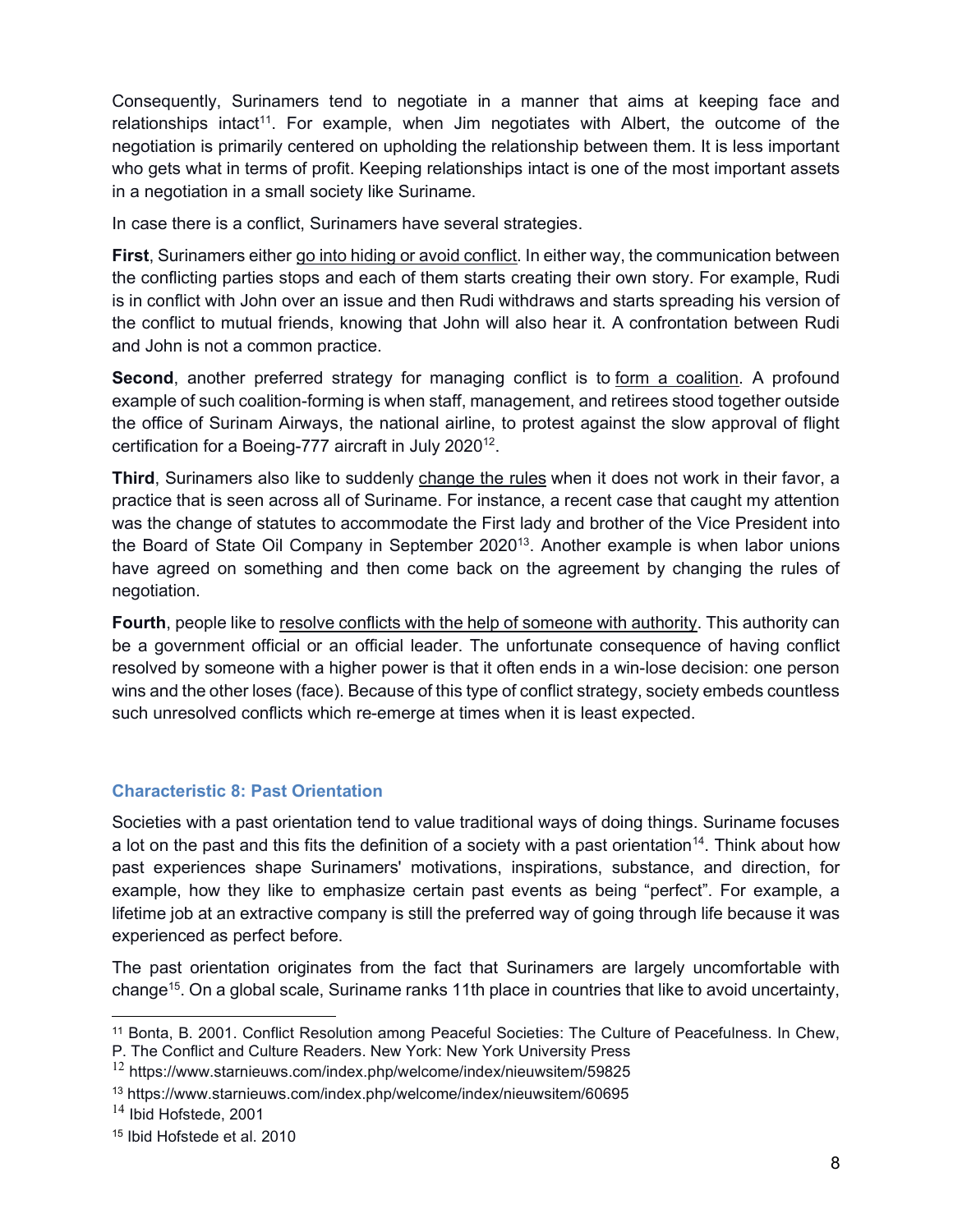Consequently, Surinamers tend to negotiate in a manner that aims at keeping face and relationships intact[11]. For example, when Jim negotiates with Albert, the outcome of the negotiation is primarily centered on upholding the relationship between them. It is less important who gets what in terms of profit. Keeping relationships intact is one of the most important assets in a negotiation in a small society like Suriname.

In case there is a conflict, Surinamers have several strategies.

**First**, Surinamers either go into hiding or avoid conflict. In either way, the communication between the conflicting parties stops and each of them starts creating their own story. For example, Rudi is in conflict with John over an issue and then Rudi withdraws and starts spreading his version of the conflict to mutual friends, knowing that John will also hear it. A confrontation between Rudi and John is not a common practice.

**Second**, another preferred strategy for managing conflict is to form a coalition. A profound example of such coalition-forming is when staff, management, and retirees stood together outside the office of Surinam Airways, the national airline, to protest against the slow approval of flight certification for a Boeing-777 aircraft in July 2020[12].

**Third**, Surinamers also like to suddenly change the rules when it does not work in their favor, a practice that is seen across all of Suriname. For instance, a recent case that caught my attention was the change of statutes to accommodate the First lady and brother of the Vice President into the Board of State Oil Company in September 2020[13]. Another example is when labor unions have agreed on something and then come back on the agreement by changing the rules of negotiation.

**Fourth**, people like to resolve conflicts with the help of someone with authority. This authority can be a government official or an official leader. The unfortunate consequence of having conflict resolved by someone with a higher power is that it often ends in a win-lose decision: one person wins and the other loses (face). Because of this type of conflict strategy, society embeds countless such unresolved conflicts which re-emerge at times when it is least expected.

### Characteristic 8: Past Orientation

Societies with a past orientation tend to value traditional ways of doing things. Suriname focuses a lot on the past and this fits the definition of a society with a past orientation[14]. Think about how past experiences shape Surinamers' motivations, inspirations, substance, and direction, for example, how they like to emphasize certain past events as being "perfect". For example, a lifetime job at an extractive company is still the preferred way of going through life because it was experienced as perfect before.

The past orientation originates from the fact that Surinamers are largely uncomfortable with change[15]. On a global scale, Suriname ranks 11th place in countries that like to avoid uncertainty,

---

[11] Bonta, B. 2001. Conflict Resolution among Peaceful Societies: The Culture of Peacefulness. In Chew, P. The Conflict and Culture Readers. New York: New York University Press

[12] https://www.starnieuws.com/index.php/welcome/index/nieuwsitem/59825

[13] https://www.starnieuws.com/index.php/welcome/index/nieuwsitem/60695

[14] Ibid Hofstede, 2001

[15] Ibid Hofstede et al. 2010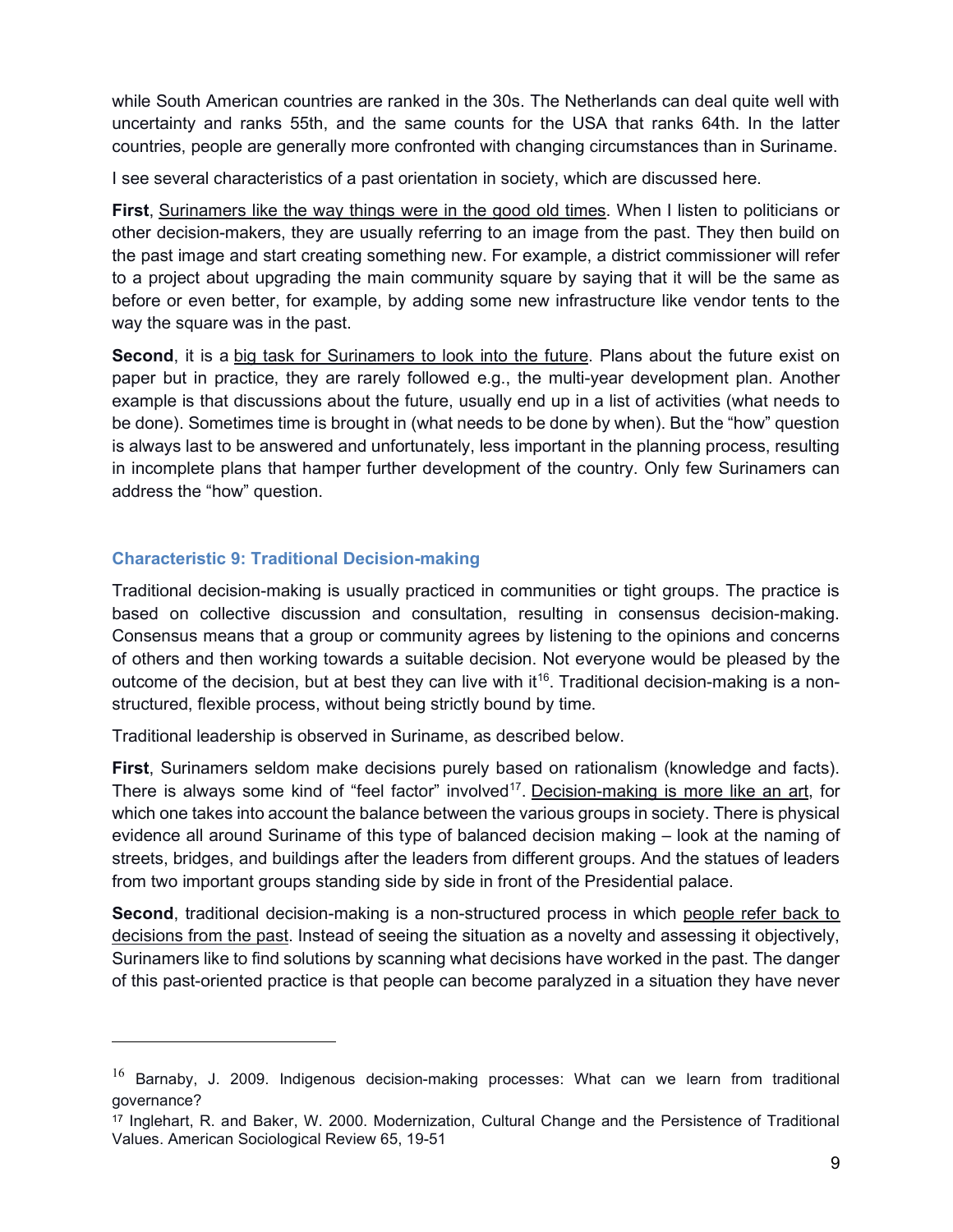while South American countries are ranked in the 30s. The Netherlands can deal quite well with uncertainty and ranks 55th, and the same counts for the USA that ranks 64th. In the latter countries, people are generally more confronted with changing circumstances than in Suriname.

I see several characteristics of a past orientation in society, which are discussed here.

**First**, <u>Surinamers like the way things were in the good old times</u>. When I listen to politicians or other decision-makers, they are usually referring to an image from the past. They then build on the past image and start creating something new. For example, a district commissioner will refer to a project about upgrading the main community square by saying that it will be the same as before or even better, for example, by adding some new infrastructure like vendor tents to the way the square was in the past.

**Second**, it is a <u>big task for Surinamers to look into the future</u>. Plans about the future exist on paper but in practice, they are rarely followed e.g., the multi-year development plan. Another example is that discussions about the future, usually end up in a list of activities (what needs to be done). Sometimes time is brought in (what needs to be done by when). But the "how" question is always last to be answered and unfortunately, less important in the planning process, resulting in incomplete plans that hamper further development of the country. Only few Surinamers can address the "how" question.

### Characteristic 9: Traditional Decision-making

Traditional decision-making is usually practiced in communities or tight groups. The practice is based on collective discussion and consultation, resulting in consensus decision-making. Consensus means that a group or community agrees by listening to the opinions and concerns of others and then working towards a suitable decision. Not everyone would be pleased by the outcome of the decision, but at best they can live with it[16]. Traditional decision-making is a non-structured, flexible process, without being strictly bound by time.

Traditional leadership is observed in Suriname, as described below.

**First**, Surinamers seldom make decisions purely based on rationalism (knowledge and facts). There is always some kind of "feel factor" involved[17]. <u>Decision-making is more like an art</u>, for which one takes into account the balance between the various groups in society. There is physical evidence all around Suriname of this type of balanced decision making – look at the naming of streets, bridges, and buildings after the leaders from different groups. And the statues of leaders from two important groups standing side by side in front of the Presidential palace.

**Second**, traditional decision-making is a non-structured process in which <u>people refer back to decisions from the past</u>. Instead of seeing the situation as a novelty and assessing it objectively, Surinamers like to find solutions by scanning what decisions have worked in the past. The danger of this past-oriented practice is that people can become paralyzed in a situation they have never

---

[16] Barnaby, J. 2009. Indigenous decision-making processes: What can we learn from traditional governance?

[17] Inglehart, R. and Baker, W. 2000. Modernization, Cultural Change and the Persistence of Traditional Values. American Sociological Review 65, 19-51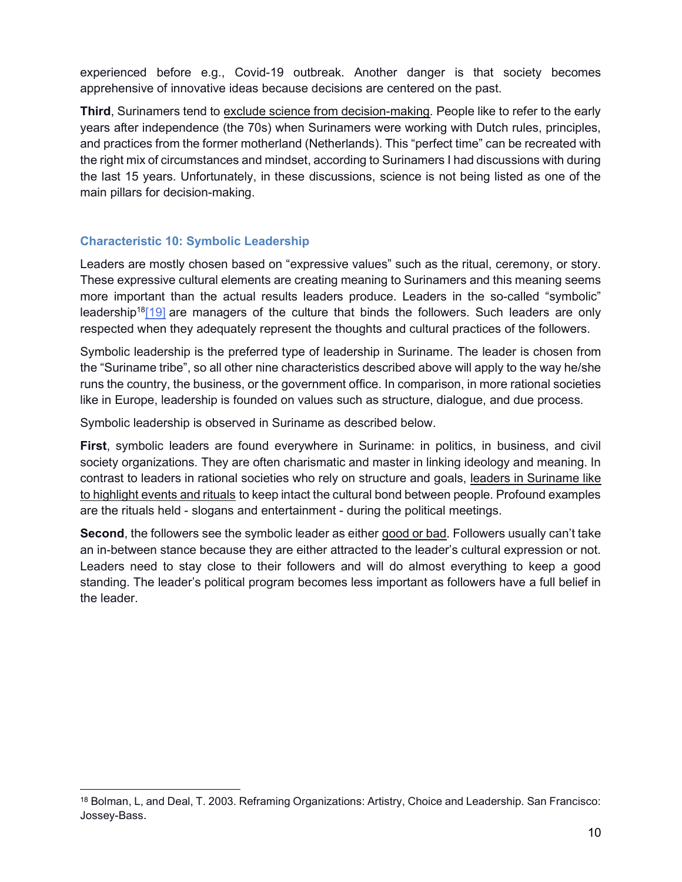experienced before e.g., Covid-19 outbreak. Another danger is that society becomes apprehensive of innovative ideas because decisions are centered on the past.

**Third**, Surinamers tend to exclude science from decision-making. People like to refer to the early years after independence (the 70s) when Surinamers were working with Dutch rules, principles, and practices from the former motherland (Netherlands). This “perfect time” can be recreated with the right mix of circumstances and mindset, according to Surinamers I had discussions with during the last 15 years. Unfortunately, in these discussions, science is not being listed as one of the main pillars for decision-making.

### Characteristic 10: Symbolic Leadership

Leaders are mostly chosen based on “expressive values” such as the ritual, ceremony, or story. These expressive cultural elements are creating meaning to Surinamers and this meaning seems more important than the actual results leaders produce. Leaders in the so-called “symbolic” leadership[18][19] are managers of the culture that binds the followers. Such leaders are only respected when they adequately represent the thoughts and cultural practices of the followers.

Symbolic leadership is the preferred type of leadership in Suriname. The leader is chosen from the “Suriname tribe”, so all other nine characteristics described above will apply to the way he/she runs the country, the business, or the government office. In comparison, in more rational societies like in Europe, leadership is founded on values such as structure, dialogue, and due process.

Symbolic leadership is observed in Suriname as described below.

**First**, symbolic leaders are found everywhere in Suriname: in politics, in business, and civil society organizations. They are often charismatic and master in linking ideology and meaning. In contrast to leaders in rational societies who rely on structure and goals, leaders in Suriname like to highlight events and rituals to keep intact the cultural bond between people. Profound examples are the rituals held - slogans and entertainment - during the political meetings.

**Second**, the followers see the symbolic leader as either good or bad. Followers usually can’t take an in-between stance because they are either attracted to the leader’s cultural expression or not. Leaders need to stay close to their followers and will do almost everything to keep a good standing. The leader’s political program becomes less important as followers have a full belief in the leader.

---

[18] Bolman, L, and Deal, T. 2003. Reframing Organizations: Artistry, Choice and Leadership. San Francisco: Jossey-Bass.